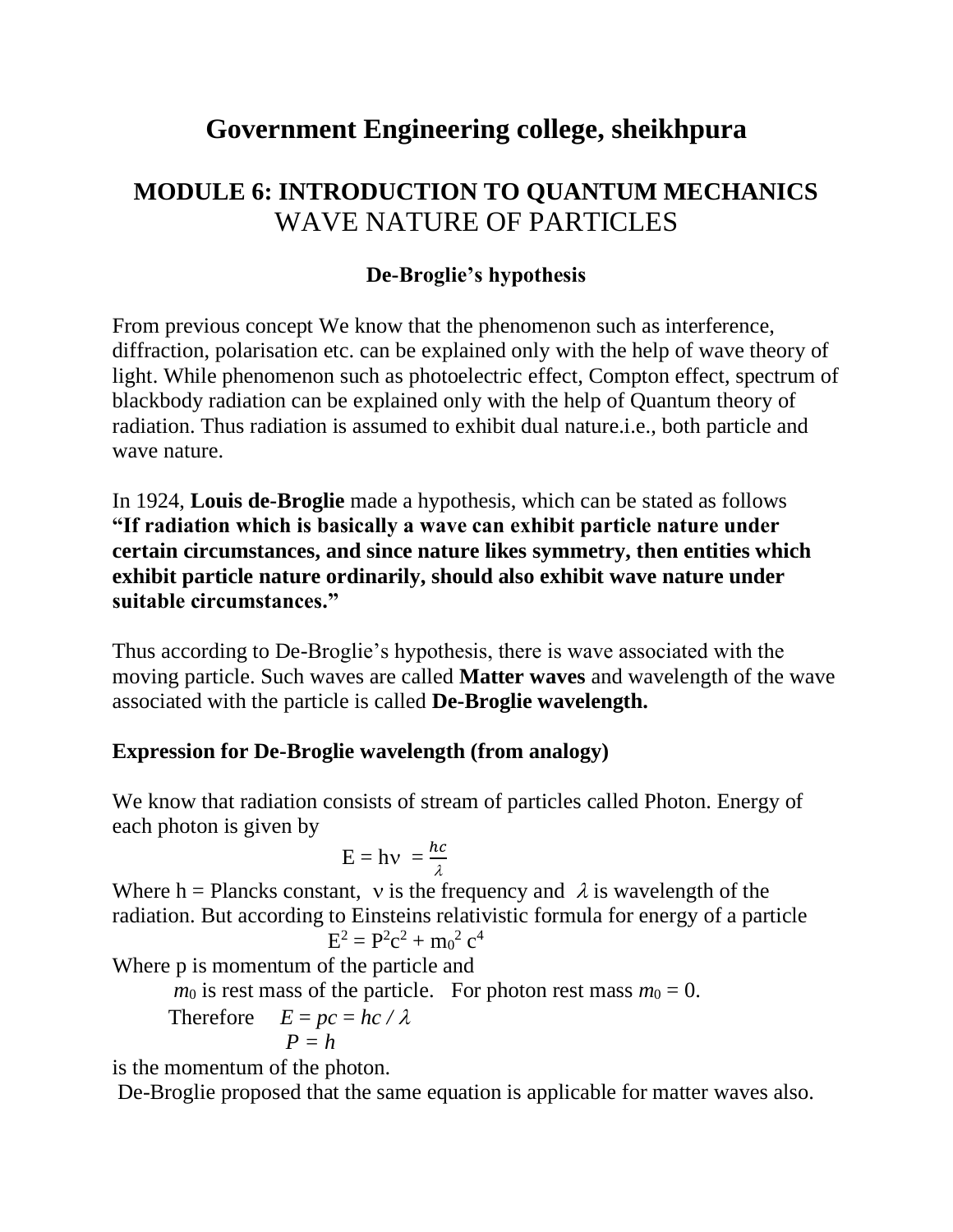# Government Engineering college, sheikhpura

## MODULE 6: INTRODUCTION TO QUANTUM MECHANICS
## WAVE NATURE OF PARTICLES

### De-Broglie's hypothesis

From previous concept We know that the phenomenon such as interference, diffraction, polarisation etc. can be explained only with the help of wave theory of light. While phenomenon such as photoelectric effect, Compton effect, spectrum of blackbody radiation can be explained only with the help of Quantum theory of radiation. Thus radiation is assumed to exhibit dual nature.i.e., both particle and wave nature.

In 1924, **Louis de-Broglie** made a hypothesis, which can be stated as follows **"If radiation which is basically a wave can exhibit particle nature under certain circumstances, and since nature likes symmetry, then entities which exhibit particle nature ordinarily, should also exhibit wave nature under suitable circumstances."**

Thus according to De-Broglie's hypothesis, there is wave associated with the moving particle. Such waves are called **Matter waves** and wavelength of the wave associated with the particle is called **De-Broglie wavelength.**

### Expression for De-Broglie wavelength (from analogy)

We know that radiation consists of stream of particles called Photon. Energy of each photon is given by

$$E = h\nu = \frac{hc}{\lambda}$$

Where h = Plancks constant, $\nu$ is the frequency and $\lambda$ is wavelength of the radiation. But according to Einsteins relativistic formula for energy of a particle

$$E^2 = P^2c^2 + m_0^2 c^4$$

Where p is momentum of the particle and

$m_0$ is rest mass of the particle. For photon rest mass $m_0 = 0$.

Therefore $E = pc = hc / \lambda$

$$P = h$$

is the momentum of the photon.

De-Broglie proposed that the same equation is applicable for matter waves also.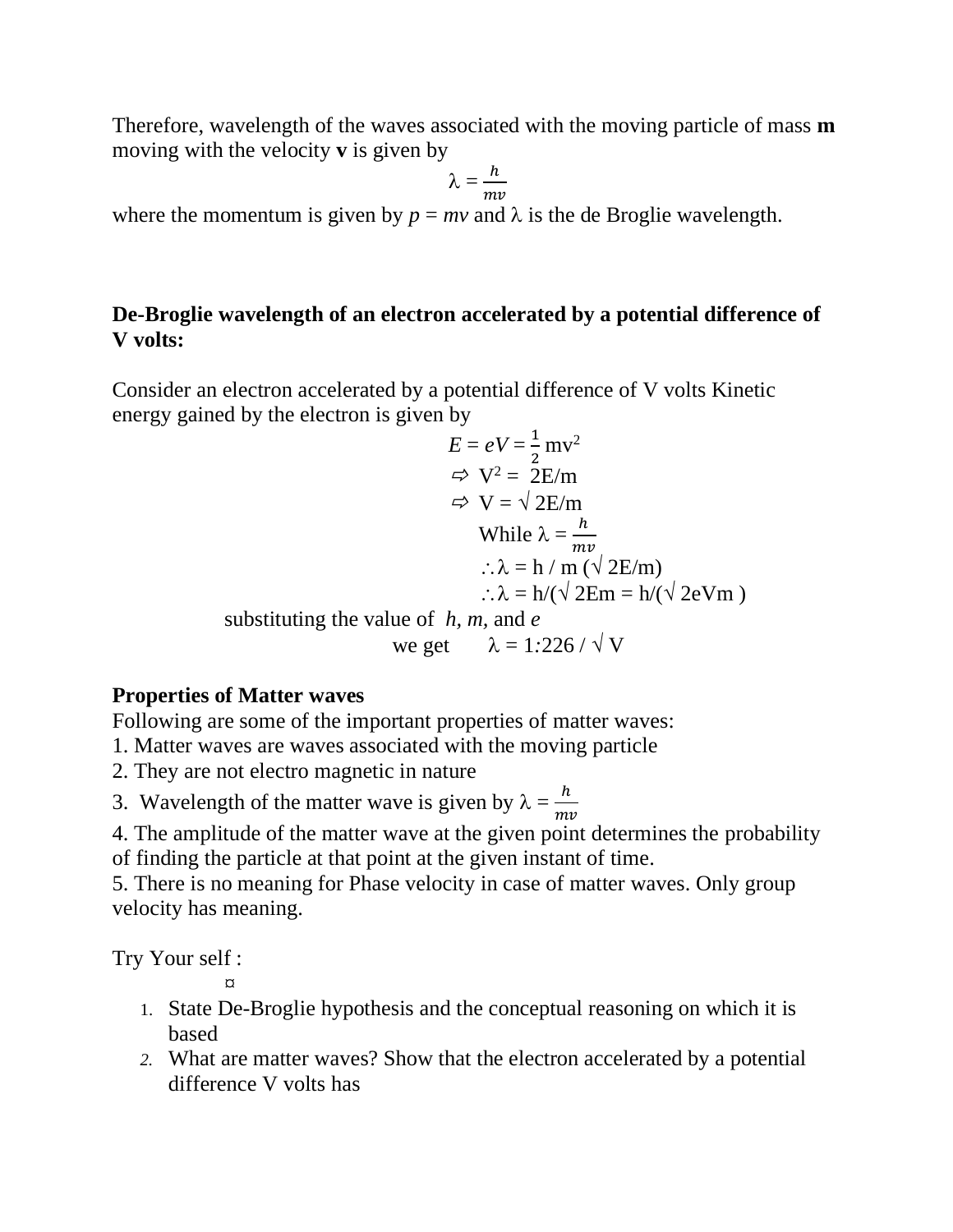Therefore, wavelength of the waves associated with the moving particle of mass **m** moving with the velocity **v** is given by

$$\lambda = \frac{h}{mv}$$

where the momentum is given by $p = mv$ and $\lambda$ is the de Broglie wavelength.

**De-Broglie wavelength of an electron accelerated by a potential difference of V volts:**

Consider an electron accelerated by a potential difference of V volts Kinetic energy gained by the electron is given by

$$E = eV = \frac{1}{2} mv^2$$

$$\Rightarrow V^2 = 2E/m$$

$$\Rightarrow V = \sqrt{2E/m}$$

$$\text{While } \lambda = \frac{h}{mv}$$

$$\therefore \lambda = h / m (\sqrt{2E/m})$$

$$\therefore \lambda = h/(\sqrt{2Em} = h/(\sqrt{2eVm})$$

substituting the value of $h$, $m$, and $e$

we get $\lambda = 1{:}226 / \sqrt{V}$

**Properties of Matter waves**

Following are some of the important properties of matter waves:

1. Matter waves are waves associated with the moving particle
2. They are not electro magnetic in nature
3. Wavelength of the matter wave is given by $\lambda = \frac{h}{mv}$
4. The amplitude of the matter wave at the given point determines the probability of finding the particle at that point at the given instant of time.
5. There is no meaning for Phase velocity in case of matter waves. Only group velocity has meaning.

Try Your self :

¤

1. State De-Broglie hypothesis and the conceptual reasoning on which it is based
2. What are matter waves? Show that the electron accelerated by a potential difference V volts has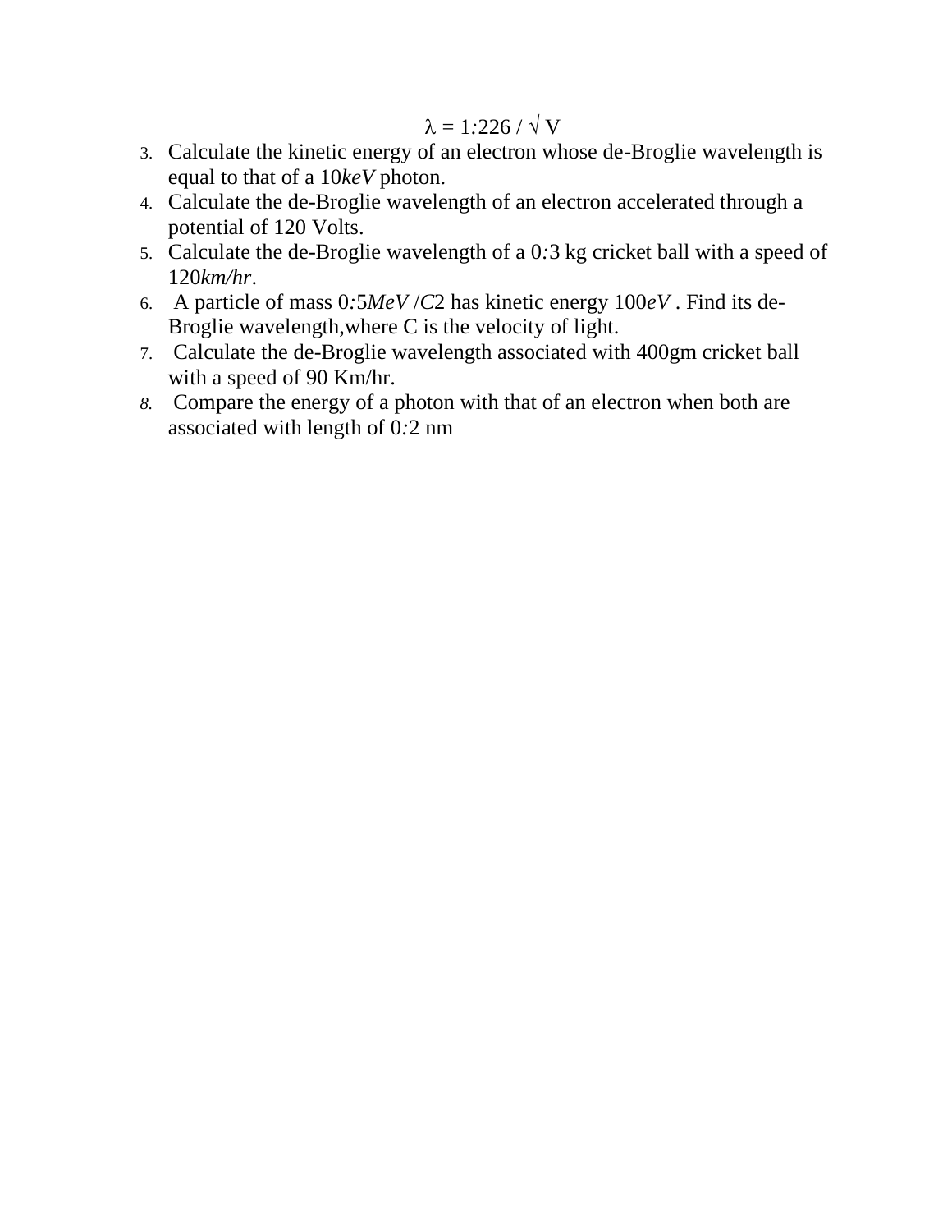$$\lambda = 1{:}226 / \sqrt{V}$$

3. Calculate the kinetic energy of an electron whose de-Broglie wavelength is equal to that of a 10*keV* photon.
4. Calculate the de-Broglie wavelength of an electron accelerated through a potential of 120 Volts.
5. Calculate the de-Broglie wavelength of a 0:3 kg cricket ball with a speed of 120*km/hr*.
6. A particle of mass 0:5*MeV* /*C*2 has kinetic energy 100*eV* . Find its de-Broglie wavelength,where C is the velocity of light.
7. Calculate the de-Broglie wavelength associated with 400gm cricket ball with a speed of 90 Km/hr.
8. Compare the energy of a photon with that of an electron when both are associated with length of 0:2 nm